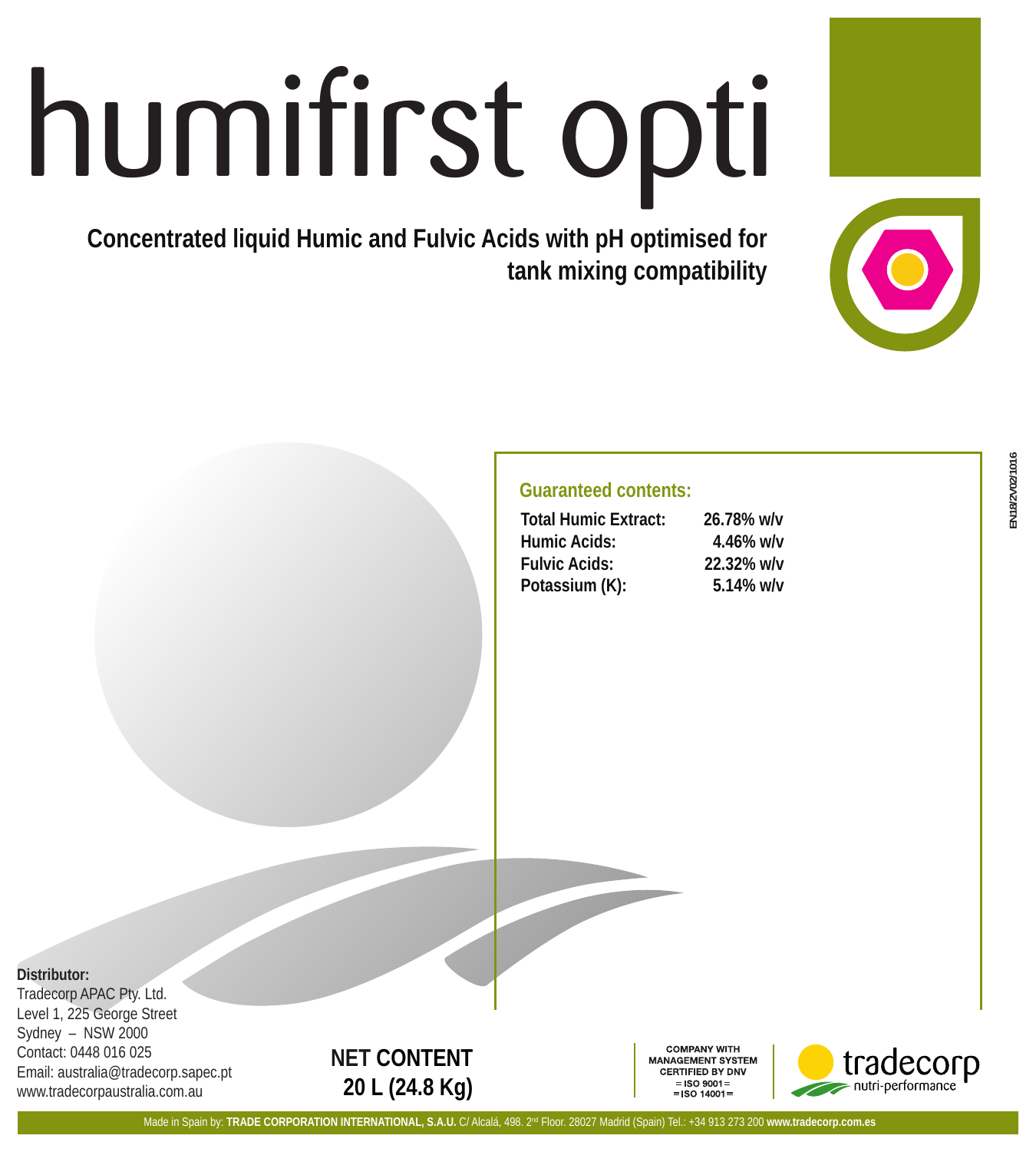# humifirst opti

**Concentrated liquid Humic and Fulvic Acids with pH optimised for tank mixing compatibility**

EN18/2V02/1016

## Guaranteed contents:

| | |
|---|---|
| **Total Humic Extract:** | **26.78% w/v** |
| **Humic Acids:** | **4.46% w/v** |
| **Fulvic Acids:** | **22.32% w/v** |
| **Potassium (K):** | **5.14% w/v** |

**Distributor:**
Tradecorp APAC Pty. Ltd.
Level 1, 225 George Street
Sydney – NSW 2000
Contact: 0448 016 025
Email: australia@tradecorp.sapec.pt
www.tradecorpaustralia.com.au

**NET CONTENT**
**20 L (24.8 Kg)**

COMPANY WITH MANAGEMENT SYSTEM CERTIFIED BY DNV
= ISO 9001 =
= ISO 14001 =

tradecorp nutri-performance

Made in Spain by: **TRADE CORPORATION INTERNATIONAL, S.A.U.** C/ Alcalá, 498. 2nd Floor. 28027 Madrid (Spain) Tel.: +34 913 273 200 **www.tradecorp.com.es**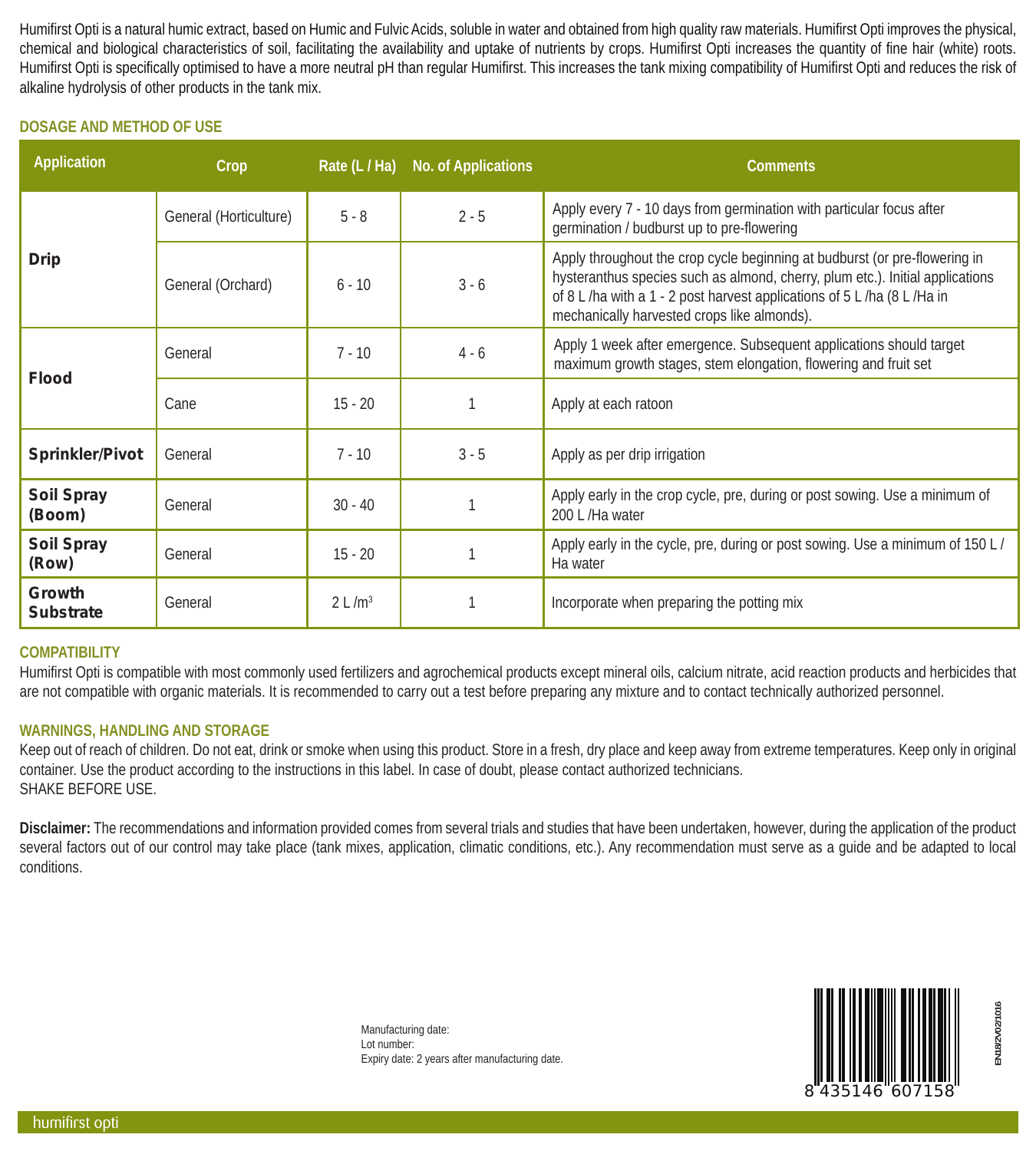Humifirst Opti is a natural humic extract, based on Humic and Fulvic Acids, soluble in water and obtained from high quality raw materials. Humifirst Opti improves the physical, chemical and biological characteristics of soil, facilitating the availability and uptake of nutrients by crops. Humifirst Opti increases the quantity of fine hair (white) roots. Humifirst Opti is specifically optimised to have a more neutral pH than regular Humifirst. This increases the tank mixing compatibility of Humifirst Opti and reduces the risk of alkaline hydrolysis of other products in the tank mix.

## DOSAGE AND METHOD OF USE

| Application | Crop | Rate (L / Ha) | No. of Applications | Comments |
|---|---|---|---|---|
| **Drip** | General (Horticulture) | 5 - 8 | 2 - 5 | Apply every 7 - 10 days from germination with particular focus after germination / budburst up to pre-flowering |
| | General (Orchard) | 6 - 10 | 3 - 6 | Apply throughout the crop cycle beginning at budburst (or pre-flowering in hysteranthus species such as almond, cherry, plum etc.). Initial applications of 8 L /ha with a 1 - 2 post harvest applications of 5 L /ha (8 L /Ha in mechanically harvested crops like almonds). |
| **Flood** | General | 7 - 10 | 4 - 6 | Apply 1 week after emergence. Subsequent applications should target maximum growth stages, stem elongation, flowering and fruit set |
| | Cane | 15 - 20 | 1 | Apply at each ratoon |
| **Sprinkler/Pivot** | General | 7 - 10 | 3 - 5 | Apply as per drip irrigation |
| **Soil Spray (Boom)** | General | 30 - 40 | 1 | Apply early in the crop cycle, pre, during or post sowing. Use a minimum of 200 L /Ha water |
| **Soil Spray (Row)** | General | 15 - 20 | 1 | Apply early in the cycle, pre, during or post sowing. Use a minimum of 150 L / Ha water |
| **Growth Substrate** | General | 2 L /$m^3$ | 1 | Incorporate when preparing the potting mix |

## COMPATIBILITY

Humifirst Opti is compatible with most commonly used fertilizers and agrochemical products except mineral oils, calcium nitrate, acid reaction products and herbicides that are not compatible with organic materials. It is recommended to carry out a test before preparing any mixture and to contact technically authorized personnel.

## WARNINGS, HANDLING AND STORAGE

Keep out of reach of children. Do not eat, drink or smoke when using this product. Store in a fresh, dry place and keep away from extreme temperatures. Keep only in original container. Use the product according to the instructions in this label. In case of doubt, please contact authorized technicians.
SHAKE BEFORE USE.

**Disclaimer:** The recommendations and information provided comes from several trials and studies that have been undertaken, however, during the application of the product several factors out of our control may take place (tank mixes, application, climatic conditions, etc.). Any recommendation must serve as a guide and be adapted to local conditions.

Manufacturing date:
Lot number:
Expiry date: 2 years after manufacturing date.

8 435146 607158

EN18/2V02/1016

humifirst opti